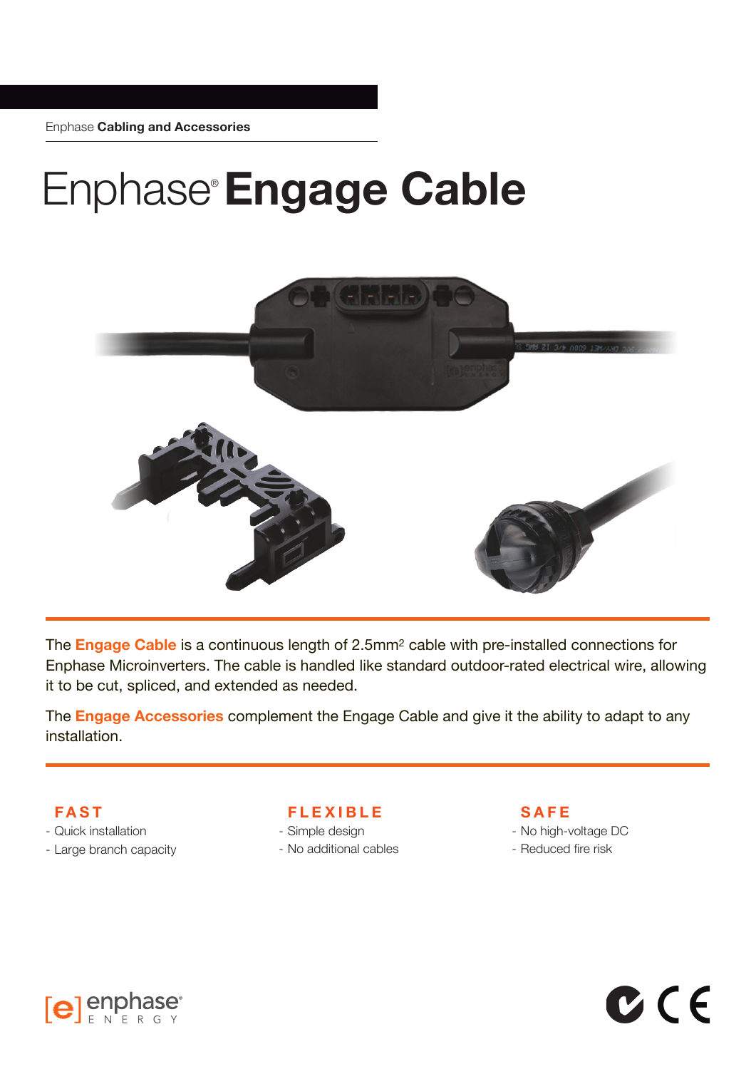Enphase **Cabling and Accessories**

# Enphase® **Engage Cable**

The **Engage Cable** is a continuous length of 2.5mm² cable with pre-installed connections for Enphase Microinverters. The cable is handled like standard outdoor-rated electrical wire, allowing it to be cut, spliced, and extended as needed.

The **Engage Accessories** complement the Engage Cable and give it the ability to adapt to any installation.

### FAST

- Quick installation
- Large branch capacity

### FLEXIBLE

- Simple design
- No additional cables

### SAFE

- No high-voltage DC
- Reduced fire risk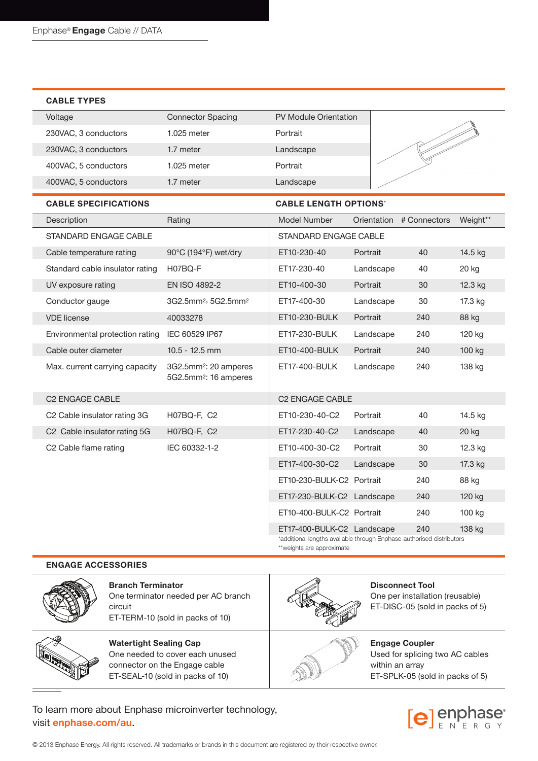## CABLE TYPES

| Voltage | Connector Spacing | PV Module Orientation |
|---|---|---|
| 230VAC, 3 conductors | 1.025 meter | Portrait |
| 230VAC, 3 conductors | 1.7 meter | Landscape |
| 400VAC, 5 conductors | 1.025 meter | Portrait |
| 400VAC, 5 conductors | 1.7 meter | Landscape |

## CABLE SPECIFICATIONS

| Description | Rating |
|---|---|
| STANDARD ENGAGE CABLE | |
| Cable temperature rating | 90°C (194°F) wet/dry |
| Standard cable insulator rating | H07BQ-F |
| UV exposure rating | EN ISO 4892-2 |
| Conductor gauge | 3G2.5mm², 5G2.5mm² |
| VDE license | 40033278 |
| Environmental protection rating | IEC 60529 IP67 |
| Cable outer diameter | 10.5 - 12.5 mm |
| Max. current carrying capacity | 3G2.5mm²: 20 amperes<br>5G2.5mm²: 16 amperes |
| C2 ENGAGE CABLE | |
| C2 Cable insulator rating 3G | H07BQ-F, C2 |
| C2 Cable insulator rating 5G | H07BQ-F, C2 |
| C2 Cable flame rating | IEC 60332-1-2 |

## CABLE LENGTH OPTIONS*

| Model Number | Orientation | # Connectors | Weight** |
|---|---|---|---|
| STANDARD ENGAGE CABLE | | | |
| ET10-230-40 | Portrait | 40 | 14.5 kg |
| ET17-230-40 | Landscape | 40 | 20 kg |
| ET10-400-30 | Portrait | 30 | 12.3 kg |
| ET17-400-30 | Landscape | 30 | 17.3 kg |
| ET10-230-BULK | Portrait | 240 | 88 kg |
| ET17-230-BULK | Landscape | 240 | 120 kg |
| ET10-400-BULK | Portrait | 240 | 100 kg |
| ET17-400-BULK | Landscape | 240 | 138 kg |
| C2 ENGAGE CABLE | | | |
| ET10-230-40-C2 | Portrait | 40 | 14.5 kg |
| ET17-230-40-C2 | Landscape | 40 | 20 kg |
| ET10-400-30-C2 | Portrait | 30 | 12.3 kg |
| ET17-400-30-C2 | Landscape | 30 | 17.3 kg |
| ET10-230-BULK-C2 | Portrait | 240 | 88 kg |
| ET17-230-BULK-C2 | Landscape | 240 | 120 kg |
| ET10-400-BULK-C2 | Portrait | 240 | 100 kg |
| ET17-400-BULK-C2 | Landscape | 240 | 138 kg |

*additional lengths available through Enphase-authorised distributors

**weights are approximate

## ENGAGE ACCESSORIES

**Branch Terminator**
One terminator needed per AC branch circuit
ET-TERM-10 (sold in packs of 10)

**Disconnect Tool**
One per installation (reusable)
ET-DISC-05 (sold in packs of 5)

**Watertight Sealing Cap**
One needed to cover each unused connector on the Engage cable
ET-SEAL-10 (sold in packs of 10)

**Engage Coupler**
Used for splicing two AC cables within an array
ET-SPLK-05 (sold in packs of 5)

To learn more about Enphase microinverter technology, visit **enphase.com/au**.

© 2013 Enphase Energy. All rights reserved. All trademarks or brands in this document are registered by their respective owner.